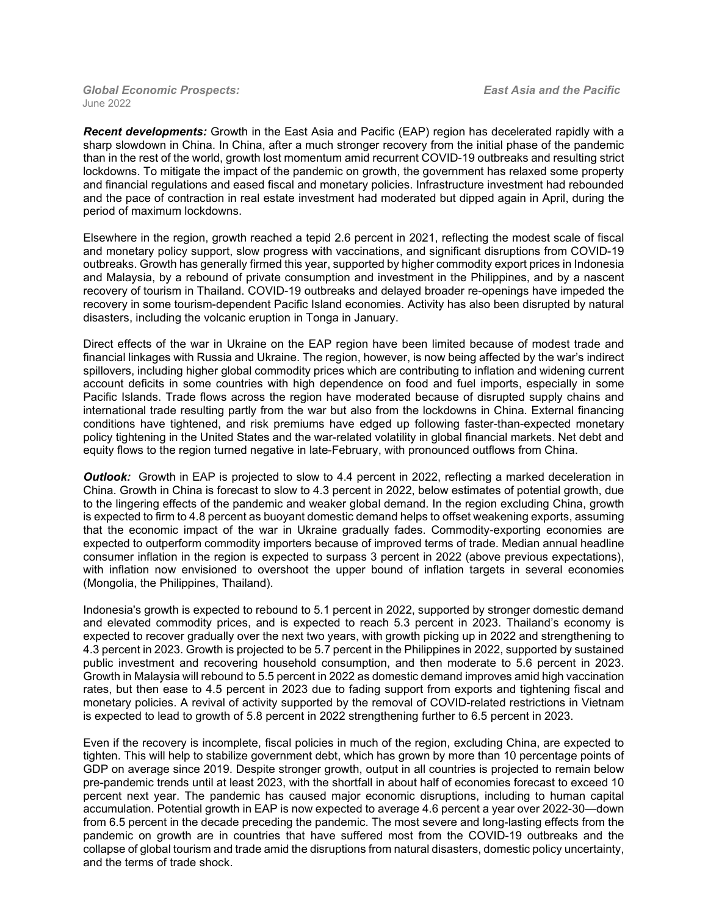*Global Economic Prospects:* *East Asia and the Pacific*
June 2022

***Recent developments:*** Growth in the East Asia and Pacific (EAP) region has decelerated rapidly with a sharp slowdown in China. In China, after a much stronger recovery from the initial phase of the pandemic than in the rest of the world, growth lost momentum amid recurrent COVID-19 outbreaks and resulting strict lockdowns. To mitigate the impact of the pandemic on growth, the government has relaxed some property and financial regulations and eased fiscal and monetary policies. Infrastructure investment had rebounded and the pace of contraction in real estate investment had moderated but dipped again in April, during the period of maximum lockdowns.

Elsewhere in the region, growth reached a tepid 2.6 percent in 2021, reflecting the modest scale of fiscal and monetary policy support, slow progress with vaccinations, and significant disruptions from COVID-19 outbreaks. Growth has generally firmed this year, supported by higher commodity export prices in Indonesia and Malaysia, by a rebound of private consumption and investment in the Philippines, and by a nascent recovery of tourism in Thailand. COVID-19 outbreaks and delayed broader re-openings have impeded the recovery in some tourism-dependent Pacific Island economies. Activity has also been disrupted by natural disasters, including the volcanic eruption in Tonga in January.

Direct effects of the war in Ukraine on the EAP region have been limited because of modest trade and financial linkages with Russia and Ukraine. The region, however, is now being affected by the war's indirect spillovers, including higher global commodity prices which are contributing to inflation and widening current account deficits in some countries with high dependence on food and fuel imports, especially in some Pacific Islands. Trade flows across the region have moderated because of disrupted supply chains and international trade resulting partly from the war but also from the lockdowns in China. External financing conditions have tightened, and risk premiums have edged up following faster-than-expected monetary policy tightening in the United States and the war-related volatility in global financial markets. Net debt and equity flows to the region turned negative in late-February, with pronounced outflows from China.

***Outlook:*** Growth in EAP is projected to slow to 4.4 percent in 2022, reflecting a marked deceleration in China. Growth in China is forecast to slow to 4.3 percent in 2022, below estimates of potential growth, due to the lingering effects of the pandemic and weaker global demand. In the region excluding China, growth is expected to firm to 4.8 percent as buoyant domestic demand helps to offset weakening exports, assuming that the economic impact of the war in Ukraine gradually fades. Commodity-exporting economies are expected to outperform commodity importers because of improved terms of trade. Median annual headline consumer inflation in the region is expected to surpass 3 percent in 2022 (above previous expectations), with inflation now envisioned to overshoot the upper bound of inflation targets in several economies (Mongolia, the Philippines, Thailand).

Indonesia's growth is expected to rebound to 5.1 percent in 2022, supported by stronger domestic demand and elevated commodity prices, and is expected to reach 5.3 percent in 2023. Thailand's economy is expected to recover gradually over the next two years, with growth picking up in 2022 and strengthening to 4.3 percent in 2023. Growth is projected to be 5.7 percent in the Philippines in 2022, supported by sustained public investment and recovering household consumption, and then moderate to 5.6 percent in 2023. Growth in Malaysia will rebound to 5.5 percent in 2022 as domestic demand improves amid high vaccination rates, but then ease to 4.5 percent in 2023 due to fading support from exports and tightening fiscal and monetary policies. A revival of activity supported by the removal of COVID-related restrictions in Vietnam is expected to lead to growth of 5.8 percent in 2022 strengthening further to 6.5 percent in 2023.

Even if the recovery is incomplete, fiscal policies in much of the region, excluding China, are expected to tighten. This will help to stabilize government debt, which has grown by more than 10 percentage points of GDP on average since 2019. Despite stronger growth, output in all countries is projected to remain below pre-pandemic trends until at least 2023, with the shortfall in about half of economies forecast to exceed 10 percent next year. The pandemic has caused major economic disruptions, including to human capital accumulation. Potential growth in EAP is now expected to average 4.6 percent a year over 2022-30—down from 6.5 percent in the decade preceding the pandemic. The most severe and long-lasting effects from the pandemic on growth are in countries that have suffered most from the COVID-19 outbreaks and the collapse of global tourism and trade amid the disruptions from natural disasters, domestic policy uncertainty, and the terms of trade shock.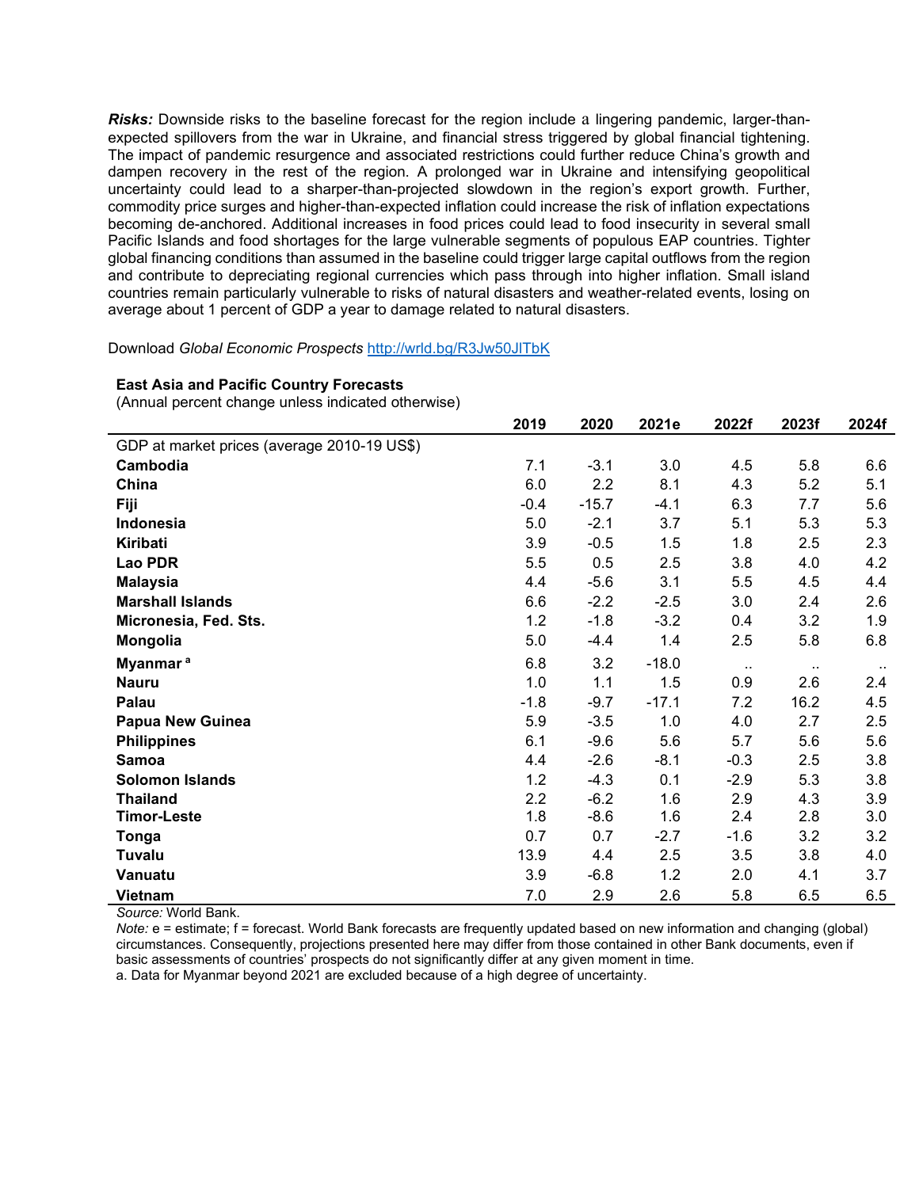***Risks:*** Downside risks to the baseline forecast for the region include a lingering pandemic, larger-than-expected spillovers from the war in Ukraine, and financial stress triggered by global financial tightening. The impact of pandemic resurgence and associated restrictions could further reduce China's growth and dampen recovery in the rest of the region. A prolonged war in Ukraine and intensifying geopolitical uncertainty could lead to a sharper-than-projected slowdown in the region's export growth. Further, commodity price surges and higher-than-expected inflation could increase the risk of inflation expectations becoming de-anchored. Additional increases in food prices could lead to food insecurity in several small Pacific Islands and food shortages for the large vulnerable segments of populous EAP countries. Tighter global financing conditions than assumed in the baseline could trigger large capital outflows from the region and contribute to depreciating regional currencies which pass through into higher inflation. Small island countries remain particularly vulnerable to risks of natural disasters and weather-related events, losing on average about 1 percent of GDP a year to damage related to natural disasters.

Download *Global Economic Prospects* http://wrld.bg/R3Jw50JlTbK

**East Asia and Pacific Country Forecasts**
(Annual percent change unless indicated otherwise)

| | 2019 | 2020 | 2021e | 2022f | 2023f | 2024f |
|---|---|---|---|---|---|---|
| GDP at market prices (average 2010-19 US$) | | | | | | |
| **Cambodia** | 7.1 | -3.1 | 3.0 | 4.5 | 5.8 | 6.6 |
| **China** | 6.0 | 2.2 | 8.1 | 4.3 | 5.2 | 5.1 |
| **Fiji** | -0.4 | -15.7 | -4.1 | 6.3 | 7.7 | 5.6 |
| **Indonesia** | 5.0 | -2.1 | 3.7 | 5.1 | 5.3 | 5.3 |
| **Kiribati** | 3.9 | -0.5 | 1.5 | 1.8 | 2.5 | 2.3 |
| **Lao PDR** | 5.5 | 0.5 | 2.5 | 3.8 | 4.0 | 4.2 |
| **Malaysia** | 4.4 | -5.6 | 3.1 | 5.5 | 4.5 | 4.4 |
| **Marshall Islands** | 6.6 | -2.2 | -2.5 | 3.0 | 2.4 | 2.6 |
| **Micronesia, Fed. Sts.** | 1.2 | -1.8 | -3.2 | 0.4 | 3.2 | 1.9 |
| **Mongolia** | 5.0 | -4.4 | 1.4 | 2.5 | 5.8 | 6.8 |
| **Myanmar** [a] | 6.8 | 3.2 | -18.0 | .. | .. | .. |
| **Nauru** | 1.0 | 1.1 | 1.5 | 0.9 | 2.6 | 2.4 |
| **Palau** | -1.8 | -9.7 | -17.1 | 7.2 | 16.2 | 4.5 |
| **Papua New Guinea** | 5.9 | -3.5 | 1.0 | 4.0 | 2.7 | 2.5 |
| **Philippines** | 6.1 | -9.6 | 5.6 | 5.7 | 5.6 | 5.6 |
| **Samoa** | 4.4 | -2.6 | -8.1 | -0.3 | 2.5 | 3.8 |
| **Solomon Islands** | 1.2 | -4.3 | 0.1 | -2.9 | 5.3 | 3.8 |
| **Thailand** | 2.2 | -6.2 | 1.6 | 2.9 | 4.3 | 3.9 |
| **Timor-Leste** | 1.8 | -8.6 | 1.6 | 2.4 | 2.8 | 3.0 |
| **Tonga** | 0.7 | 0.7 | -2.7 | -1.6 | 3.2 | 3.2 |
| **Tuvalu** | 13.9 | 4.4 | 2.5 | 3.5 | 3.8 | 4.0 |
| **Vanuatu** | 3.9 | -6.8 | 1.2 | 2.0 | 4.1 | 3.7 |
| **Vietnam** | 7.0 | 2.9 | 2.6 | 5.8 | 6.5 | 6.5 |

*Source:* World Bank.

*Note:* e = estimate; f = forecast. World Bank forecasts are frequently updated based on new information and changing (global) circumstances. Consequently, projections presented here may differ from those contained in other Bank documents, even if basic assessments of countries' prospects do not significantly differ at any given moment in time.

a. Data for Myanmar beyond 2021 are excluded because of a high degree of uncertainty.